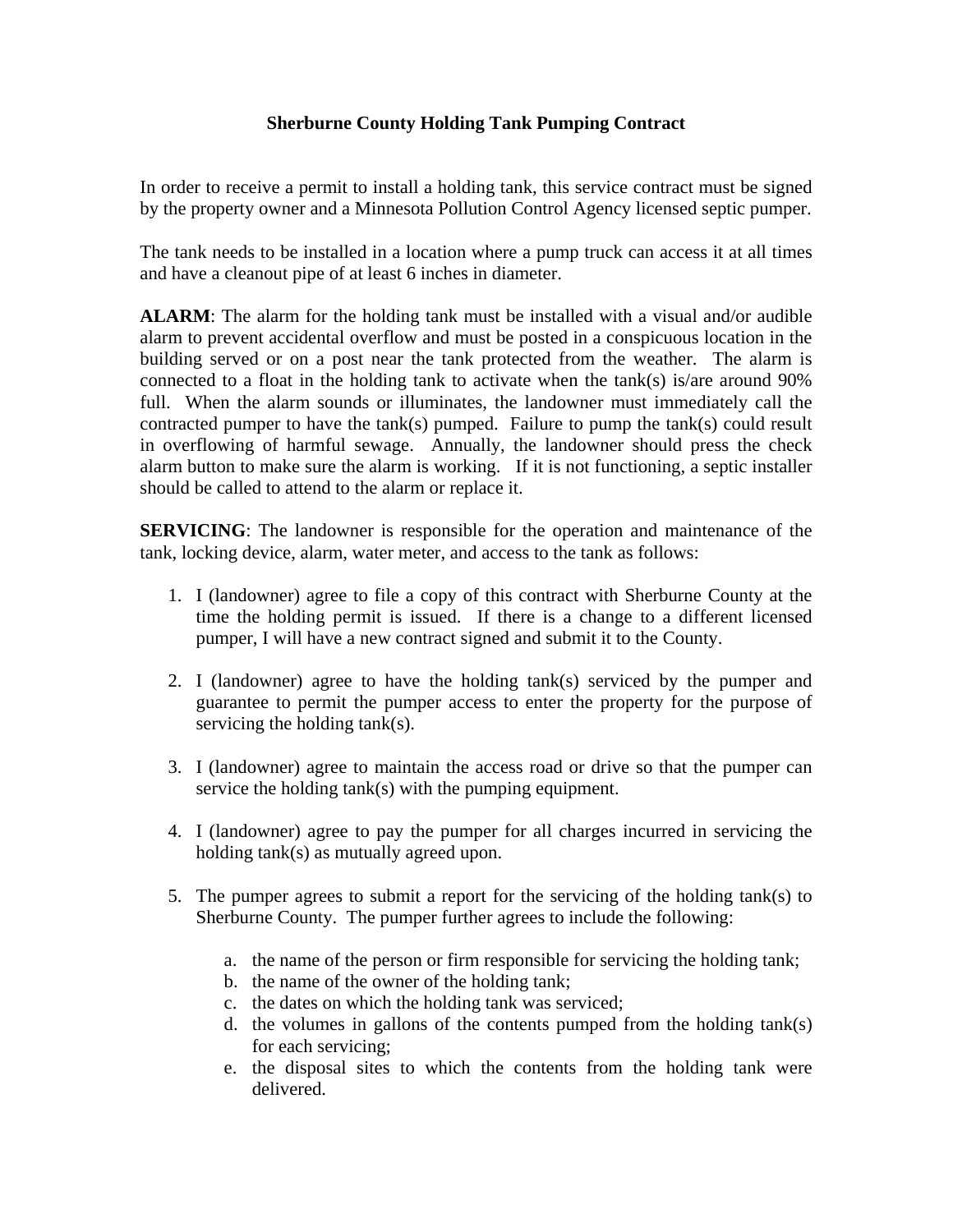# Sherburne County Holding Tank Pumping Contract

In order to receive a permit to install a holding tank, this service contract must be signed by the property owner and a Minnesota Pollution Control Agency licensed septic pumper.

The tank needs to be installed in a location where a pump truck can access it at all times and have a cleanout pipe of at least 6 inches in diameter.

**ALARM**: The alarm for the holding tank must be installed with a visual and/or audible alarm to prevent accidental overflow and must be posted in a conspicuous location in the building served or on a post near the tank protected from the weather. The alarm is connected to a float in the holding tank to activate when the tank(s) is/are around 90% full. When the alarm sounds or illuminates, the landowner must immediately call the contracted pumper to have the tank(s) pumped. Failure to pump the tank(s) could result in overflowing of harmful sewage. Annually, the landowner should press the check alarm button to make sure the alarm is working. If it is not functioning, a septic installer should be called to attend to the alarm or replace it.

**SERVICING**: The landowner is responsible for the operation and maintenance of the tank, locking device, alarm, water meter, and access to the tank as follows:

1. I (landowner) agree to file a copy of this contract with Sherburne County at the time the holding permit is issued. If there is a change to a different licensed pumper, I will have a new contract signed and submit it to the County.

2. I (landowner) agree to have the holding tank(s) serviced by the pumper and guarantee to permit the pumper access to enter the property for the purpose of servicing the holding tank(s).

3. I (landowner) agree to maintain the access road or drive so that the pumper can service the holding tank(s) with the pumping equipment.

4. I (landowner) agree to pay the pumper for all charges incurred in servicing the holding tank(s) as mutually agreed upon.

5. The pumper agrees to submit a report for the servicing of the holding tank(s) to Sherburne County. The pumper further agrees to include the following:

    a. the name of the person or firm responsible for servicing the holding tank;
    b. the name of the owner of the holding tank;
    c. the dates on which the holding tank was serviced;
    d. the volumes in gallons of the contents pumped from the holding tank(s) for each servicing;
    e. the disposal sites to which the contents from the holding tank were delivered.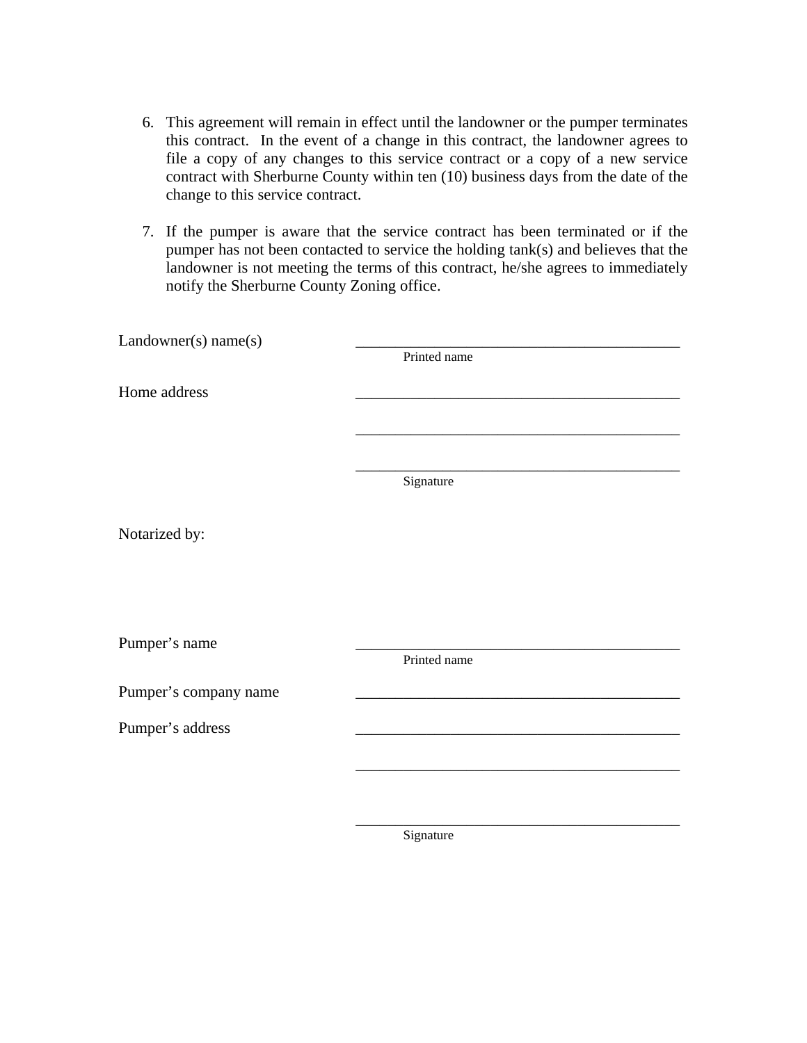6. This agreement will remain in effect until the landowner or the pumper terminates this contract. In the event of a change in this contract, the landowner agrees to file a copy of any changes to this service contract or a copy of a new service contract with Sherburne County within ten (10) business days from the date of the change to this service contract.

7. If the pumper is aware that the service contract has been terminated or if the pumper has not been contacted to service the holding tank(s) and believes that the landowner is not meeting the terms of this contract, he/she agrees to immediately notify the Sherburne County Zoning office.

Landowner(s) name(s) ____________________________________________
Printed name

Home address ____________________________________________

____________________________________________

____________________________________________
Signature

Notarized by:

Pumper's name ____________________________________________
Printed name

Pumper's company name ____________________________________________

Pumper's address ____________________________________________

____________________________________________

____________________________________________
Signature